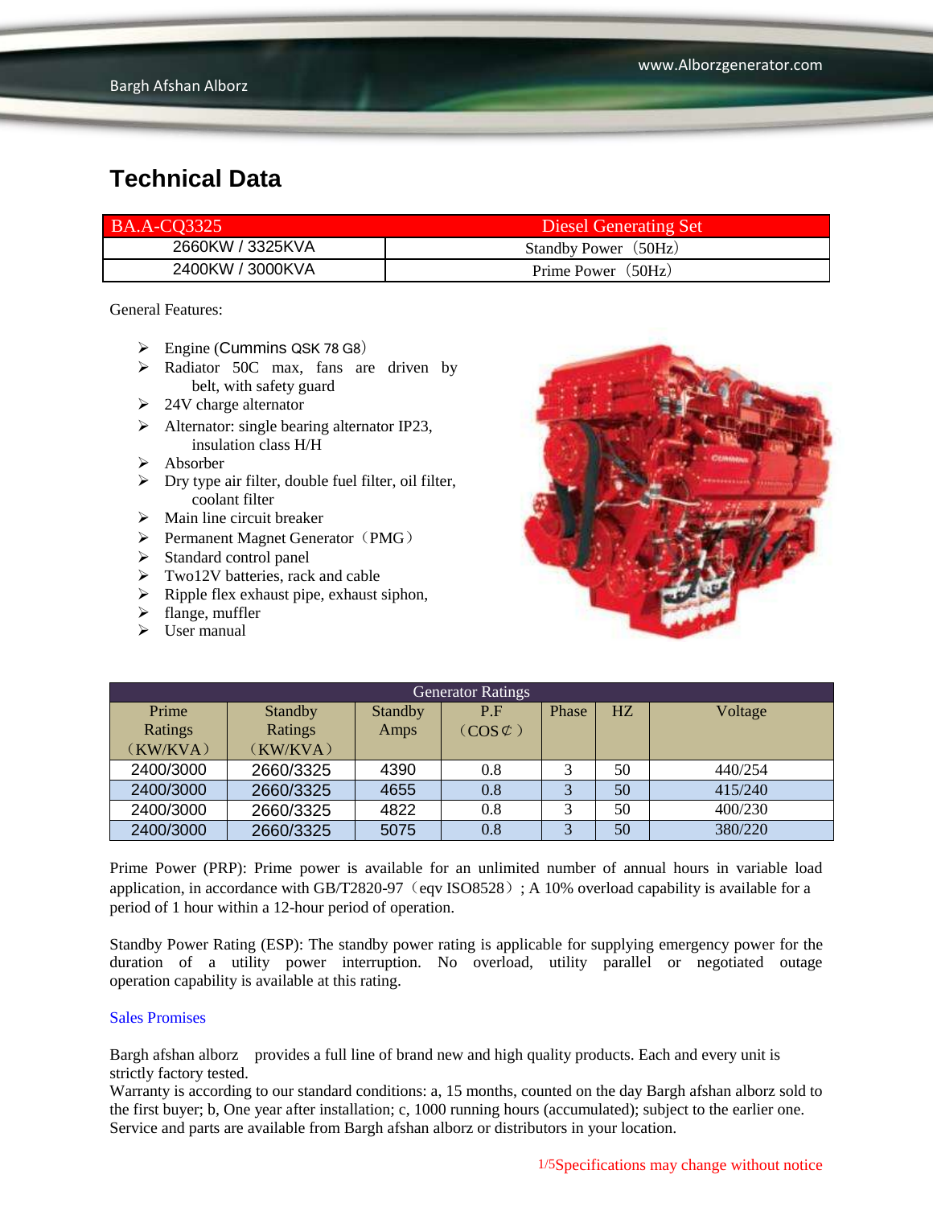## Technical Data

| BA.A-CQ3325 | Diesel Generating Set |
|---|---|
| 2660KW / 3325KVA | Standby Power（50Hz） |
| 2400KW / 3000KVA | Prime Power（50Hz） |

General Features:

- Engine (Cummins QSK 78 G8）
- Radiator 50C max, fans are driven by belt, with safety guard
- 24V charge alternator
- Alternator: single bearing alternator IP23, insulation class H/H
- Absorber
- Dry type air filter, double fuel filter, oil filter, coolant filter
- Main line circuit breaker
- Permanent Magnet Generator（PMG）
- Standard control panel
- Two12V batteries, rack and cable
- Ripple flex exhaust pipe, exhaust siphon,
- flange, muffler
- User manual

| Generator Ratings | | | | | | |
|---|---|---|---|---|---|---|
| Prime Ratings（KW/KVA） | Standby Ratings（KW/KVA） | Standby Amps | P.F（COS¢） | Phase | HZ | Voltage |
| 2400/3000 | 2660/3325 | 4390 | 0.8 | 3 | 50 | 440/254 |
| 2400/3000 | 2660/3325 | 4655 | 0.8 | 3 | 50 | 415/240 |
| 2400/3000 | 2660/3325 | 4822 | 0.8 | 3 | 50 | 400/230 |
| 2400/3000 | 2660/3325 | 5075 | 0.8 | 3 | 50 | 380/220 |

Prime Power (PRP): Prime power is available for an unlimited number of annual hours in variable load application, in accordance with GB/T2820-97（eqv ISO8528）; A 10% overload capability is available for a period of 1 hour within a 12-hour period of operation.

Standby Power Rating (ESP): The standby power rating is applicable for supplying emergency power for the duration of a utility power interruption. No overload, utility parallel or negotiated outage operation capability is available at this rating.

Sales Promises

Bargh afshan alborz provides a full line of brand new and high quality products. Each and every unit is strictly factory tested.
Warranty is according to our standard conditions: a, 15 months, counted on the day Bargh afshan alborz sold to the first buyer; b, One year after installation; c, 1000 running hours (accumulated); subject to the earlier one.
Service and parts are available from Bargh afshan alborz or distributors in your location.

Specifications may change without notice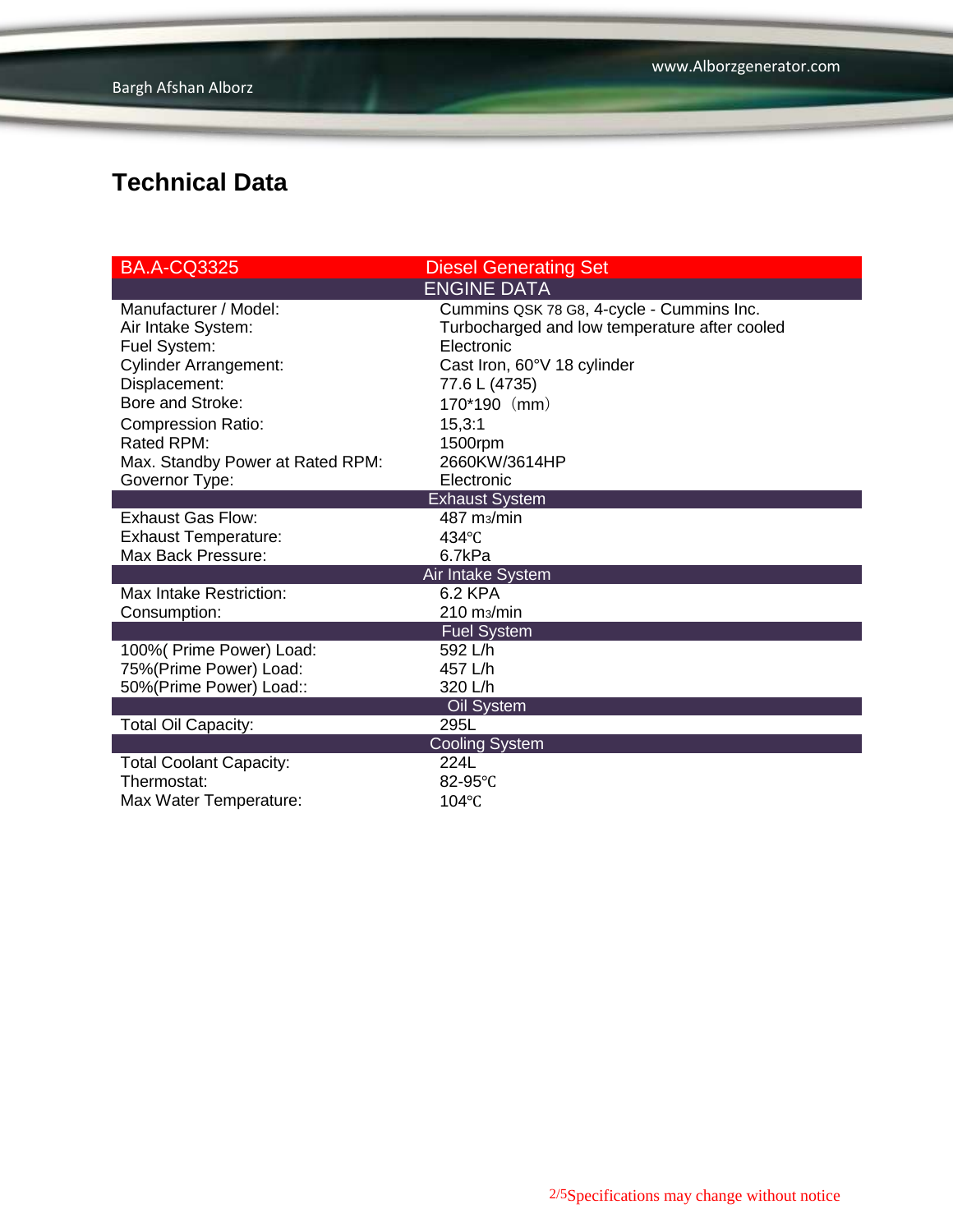# Technical Data

| BA.A-CQ3325 | Diesel Generating Set |
|---|---|
| **ENGINE DATA** | |
| Manufacturer / Model: | Cummins QSK 78 G8, 4-cycle - Cummins Inc. |
| Air Intake System: | Turbocharged and low temperature after cooled |
| Fuel System: | Electronic |
| Cylinder Arrangement: | Cast Iron, 60°V 18 cylinder |
| Displacement: | 77.6 L (4735) |
| Bore and Stroke: | 170*190（mm） |
| Compression Ratio: | 15,3:1 |
| Rated RPM: | 1500rpm |
| Max. Standby Power at Rated RPM: | 2660KW/3614HP |
| Governor Type: | Electronic |
| **Exhaust System** | |
| Exhaust Gas Flow: | 487 $m^3$/min |
| Exhaust Temperature: | 434℃ |
| Max Back Pressure: | 6.7kPa |
| **Air Intake System** | |
| Max Intake Restriction: | 6.2 KPA |
| Consumption: | 210 $m^3$/min |
| **Fuel System** | |
| 100%( Prime Power) Load: | 592 L/h |
| 75%(Prime Power) Load: | 457 L/h |
| 50%(Prime Power) Load:: | 320 L/h |
| **Oil System** | |
| Total Oil Capacity: | 295L |
| **Cooling System** | |
| Total Coolant Capacity: | 224L |
| Thermostat: | 82-95℃ |
| Max Water Temperature: | 104℃ |

Specifications may change without notice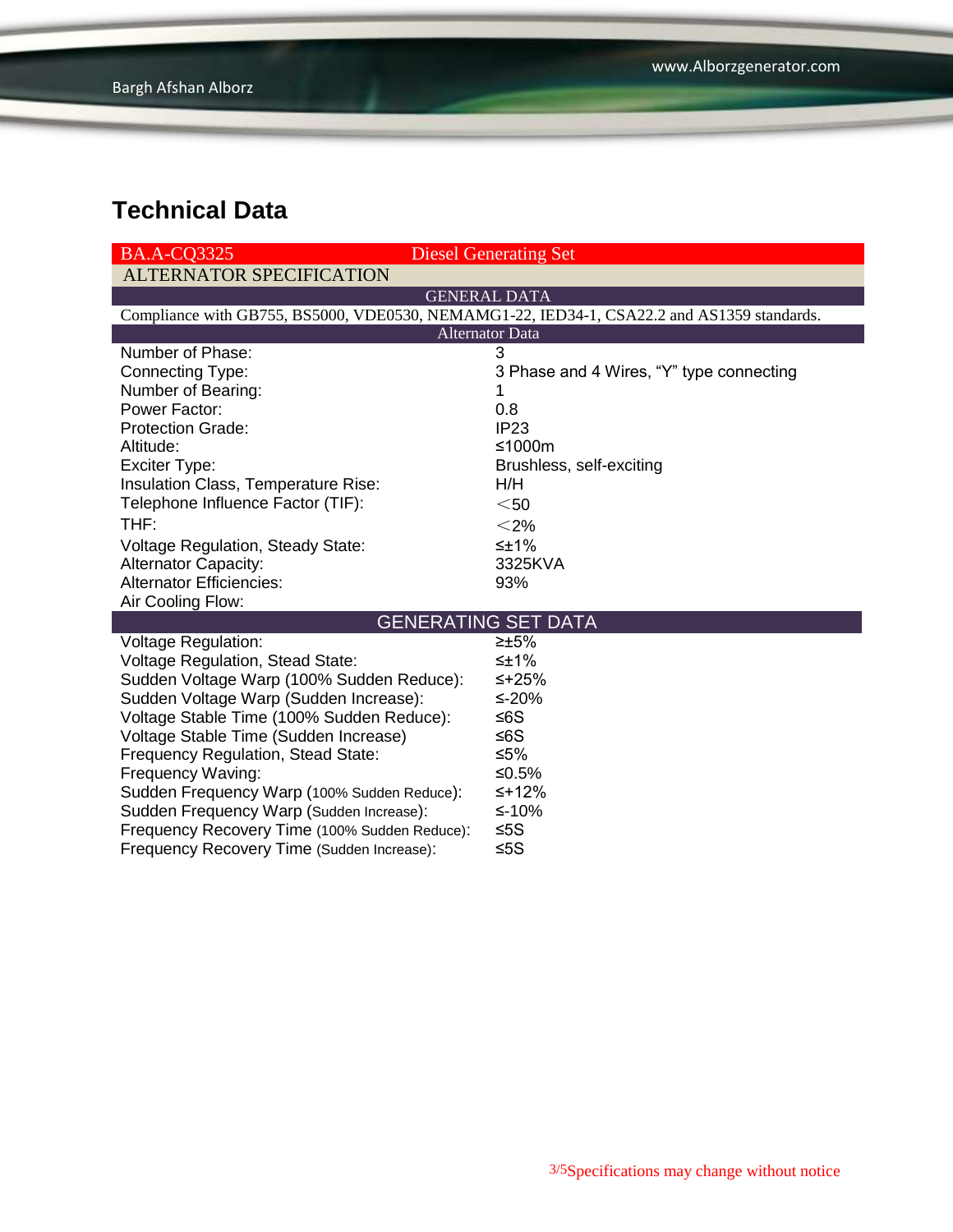# Technical Data

| BA.A-CQ3325 | Diesel Generating Set |
|---|---|
| **ALTERNATOR SPECIFICATION** | |
| **GENERAL DATA** | |
| Compliance with GB755, BS5000, VDE0530, NEMAMG1-22, IED34-1, CSA22.2 and AS1359 standards. | |
| **Alternator Data** | |
| Number of Phase: | 3 |
| Connecting Type: | 3 Phase and 4 Wires, "Y" type connecting |
| Number of Bearing: | 1 |
| Power Factor: | 0.8 |
| Protection Grade: | IP23 |
| Altitude: | ≤1000m |
| Exciter Type: | Brushless, self-exciting |
| Insulation Class, Temperature Rise: | H/H |
| Telephone Influence Factor (TIF): | ＜50 |
| THF: | ＜2% |
| Voltage Regulation, Steady State: | ≤±1% |
| Alternator Capacity: | 3325KVA |
| Alternator Efficiencies: | 93% |
| Air Cooling Flow: | |
| **GENERATING SET DATA** | |
| Voltage Regulation: | ≥±5% |
| Voltage Regulation, Stead State: | ≤±1% |
| Sudden Voltage Warp (100% Sudden Reduce): | ≤+25% |
| Sudden Voltage Warp (Sudden Increase): | ≤-20% |
| Voltage Stable Time (100% Sudden Reduce): | ≤6S |
| Voltage Stable Time (Sudden Increase) | ≤6S |
| Frequency Regulation, Stead State: | ≤5% |
| Frequency Waving: | ≤0.5% |
| Sudden Frequency Warp (100% Sudden Reduce): | ≤+12% |
| Sudden Frequency Warp (Sudden Increase): | ≤-10% |
| Frequency Recovery Time (100% Sudden Reduce): | ≤5S |
| Frequency Recovery Time (Sudden Increase): | ≤5S |

Specifications may change without notice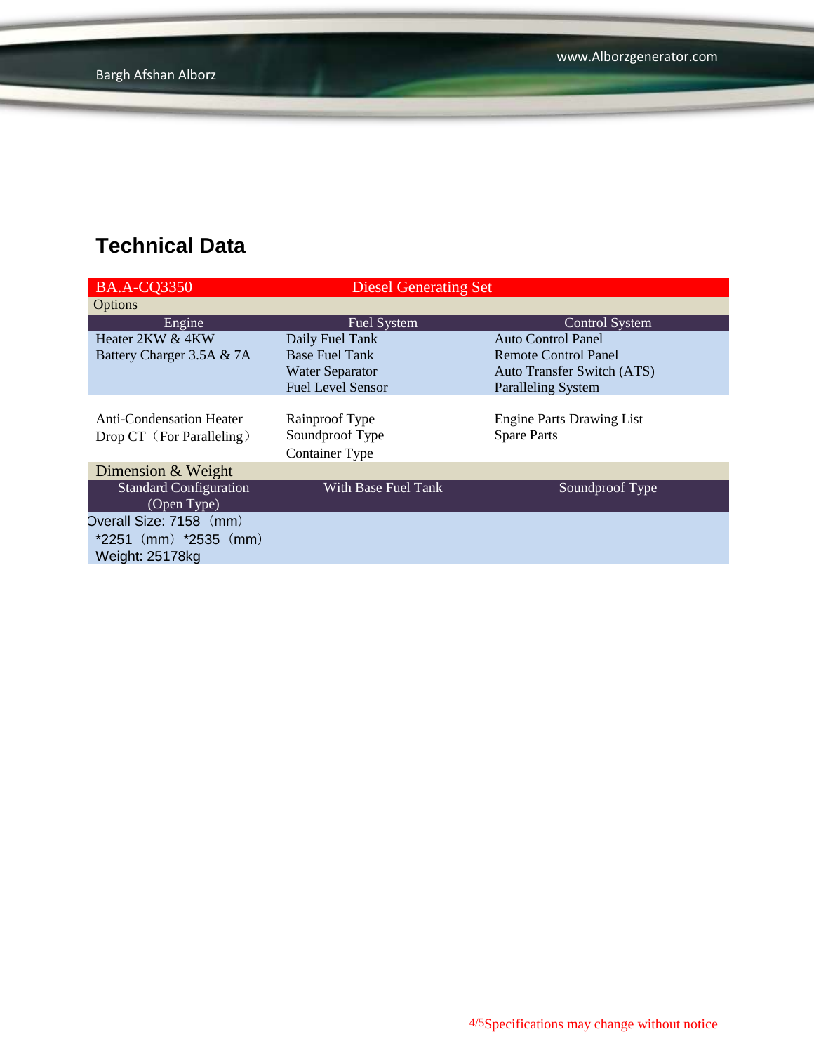## Technical Data

| BA.A-CQ3350 | Diesel Generating Set | |
|---|---|---|
| **Options** | | |
| **Engine** | **Fuel System** | **Control System** |
| Heater 2KW & 4KW | Daily Fuel Tank | Auto Control Panel |
| Battery Charger 3.5A & 7A | Base Fuel Tank | Remote Control Panel |
| | Water Separator | Auto Transfer Switch (ATS) |
| | Fuel Level Sensor | Paralleling System |
| Anti-Condensation Heater | Rainproof Type | Engine Parts Drawing List |
| Drop CT（For Paralleling） | Soundproof Type | Spare Parts |
| | Container Type | |
| **Dimension & Weight** | | |
| **Standard Configuration (Open Type)** | **With Base Fuel Tank** | **Soundproof Type** |
| Overall Size: 7158（mm）*2251（mm）*2535（mm）<br>Weight: 25178kg | | |

Specifications may change without notice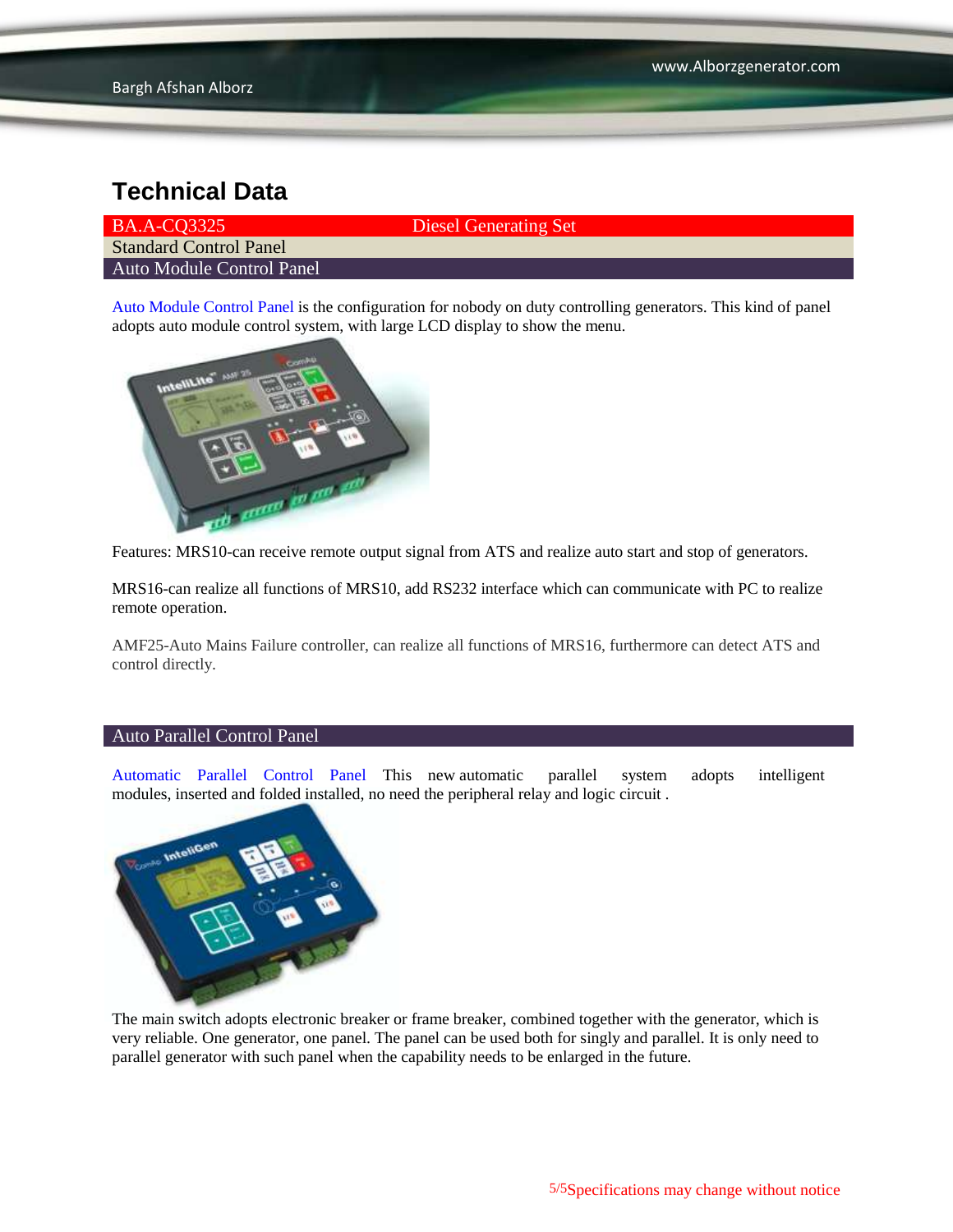# Technical Data

| BA.A-CQ3325 | Diesel Generating Set |
|---|---|
| Standard Control Panel | |
| Auto Module Control Panel | |

Auto Module Control Panel is the configuration for nobody on duty controlling generators. This kind of panel adopts auto module control system, with large LCD display to show the menu.

Features: MRS10-can receive remote output signal from ATS and realize auto start and stop of generators.

MRS16-can realize all functions of MRS10, add RS232 interface which can communicate with PC to realize remote operation.

AMF25-Auto Mains Failure controller, can realize all functions of MRS16, furthermore can detect ATS and control directly.

## Auto Parallel Control Panel

Automatic Parallel Control Panel This new automatic parallel system adopts intelligent modules, inserted and folded installed, no need the peripheral relay and logic circuit .

The main switch adopts electronic breaker or frame breaker, combined together with the generator, which is very reliable. One generator, one panel. The panel can be used both for singly and parallel. It is only need to parallel generator with such panel when the capability needs to be enlarged in the future.

Specifications may change without notice